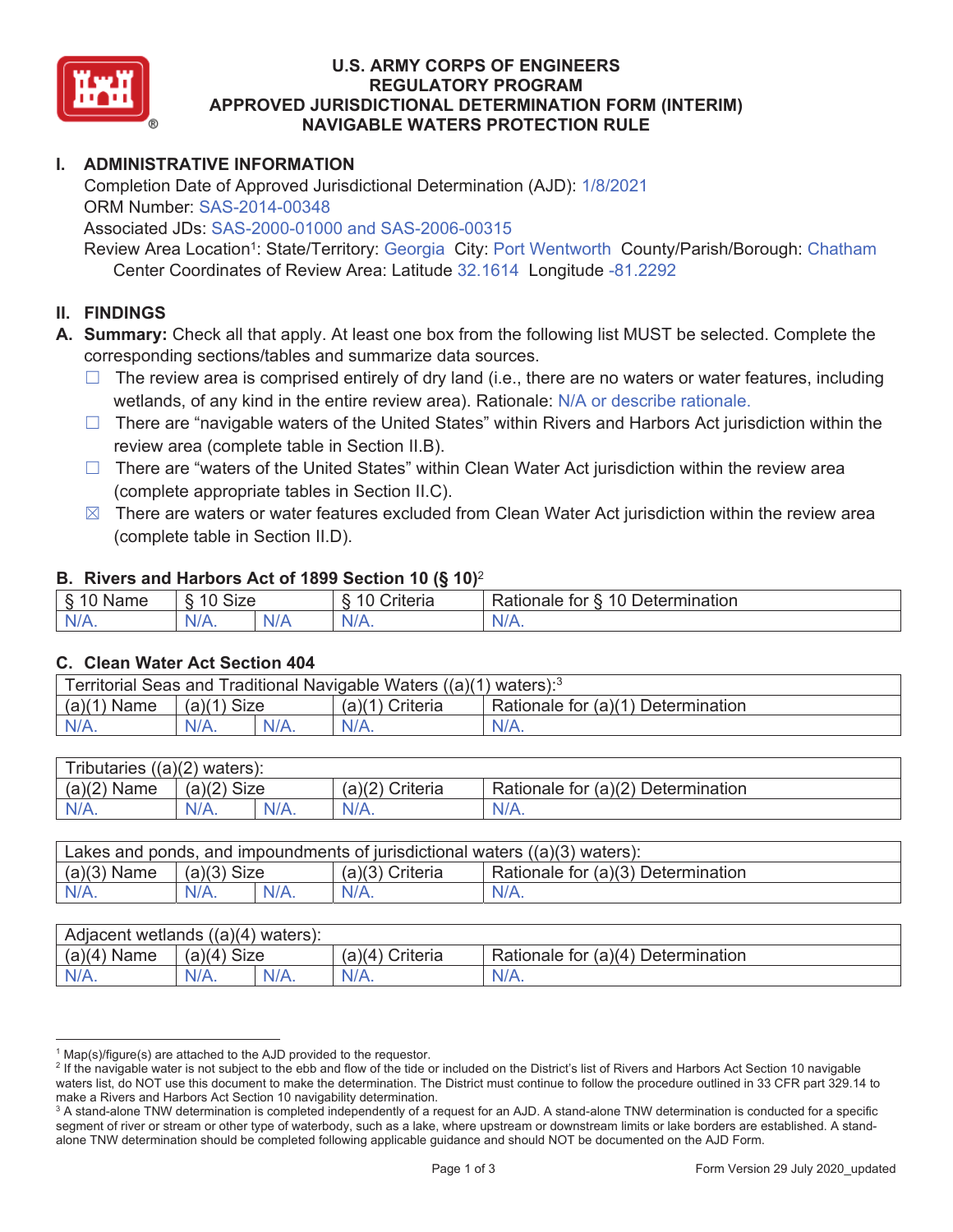# U.S. ARMY CORPS OF ENGINEERS
# REGULATORY PROGRAM
# APPROVED JURISDICTIONAL DETERMINATION FORM (INTERIM)
# NAVIGABLE WATERS PROTECTION RULE

## I. ADMINISTRATIVE INFORMATION

Completion Date of Approved Jurisdictional Determination (AJD): 1/8/2021
ORM Number: SAS-2014-00348
Associated JDs: SAS-2000-01000 and SAS-2006-00315
Review Area Location[1]: State/Territory: Georgia City: Port Wentworth County/Parish/Borough: Chatham
Center Coordinates of Review Area: Latitude 32.1614 Longitude -81.2292

## II. FINDINGS

**A. Summary:** Check all that apply. At least one box from the following list MUST be selected. Complete the corresponding sections/tables and summarize data sources.

- ☐ The review area is comprised entirely of dry land (i.e., there are no waters or water features, including wetlands, of any kind in the entire review area). Rationale: N/A or describe rationale.
- ☐ There are "navigable waters of the United States" within Rivers and Harbors Act jurisdiction within the review area (complete table in Section II.B).
- ☐ There are "waters of the United States" within Clean Water Act jurisdiction within the review area (complete appropriate tables in Section II.C).
- ☒ There are waters or water features excluded from Clean Water Act jurisdiction within the review area (complete table in Section II.D).

### B. Rivers and Harbors Act of 1899 Section 10 (§ 10)[2]

| § 10 Name | § 10 Size | | § 10 Criteria | Rationale for § 10 Determination |
|---|---|---|---|---|
| N/A. | N/A. | N/A | N/A. | N/A. |

### C. Clean Water Act Section 404

| Territorial Seas and Traditional Navigable Waters ((a)(1) waters):[3] | | | | |
|---|---|---|---|---|
| (a)(1) Name | (a)(1) Size | | (a)(1) Criteria | Rationale for (a)(1) Determination |
| N/A. | N/A. | N/A. | N/A. | N/A. |

| Tributaries ((a)(2) waters): | | | | |
|---|---|---|---|---|
| (a)(2) Name | (a)(2) Size | | (a)(2) Criteria | Rationale for (a)(2) Determination |
| N/A. | N/A. | N/A. | N/A. | N/A. |

| Lakes and ponds, and impoundments of jurisdictional waters ((a)(3) waters): | | | | |
|---|---|---|---|---|
| (a)(3) Name | (a)(3) Size | | (a)(3) Criteria | Rationale for (a)(3) Determination |
| N/A. | N/A. | N/A. | N/A. | N/A. |

| Adjacent wetlands ((a)(4) waters): | | | | |
|---|---|---|---|---|
| (a)(4) Name | (a)(4) Size | | (a)(4) Criteria | Rationale for (a)(4) Determination |
| N/A. | N/A. | N/A. | N/A. | N/A. |

---

[1] Map(s)/figure(s) are attached to the AJD provided to the requestor.

[2] If the navigable water is not subject to the ebb and flow of the tide or included on the District's list of Rivers and Harbors Act Section 10 navigable waters list, do NOT use this document to make the determination. The District must continue to follow the procedure outlined in 33 CFR part 329.14 to make a Rivers and Harbors Act Section 10 navigability determination.

[3] A stand-alone TNW determination is completed independently of a request for an AJD. A stand-alone TNW determination is conducted for a specific segment of river or stream or other type of waterbody, such as a lake, where upstream or downstream limits or lake borders are established. A stand-alone TNW determination should be completed following applicable guidance and should NOT be documented on the AJD Form.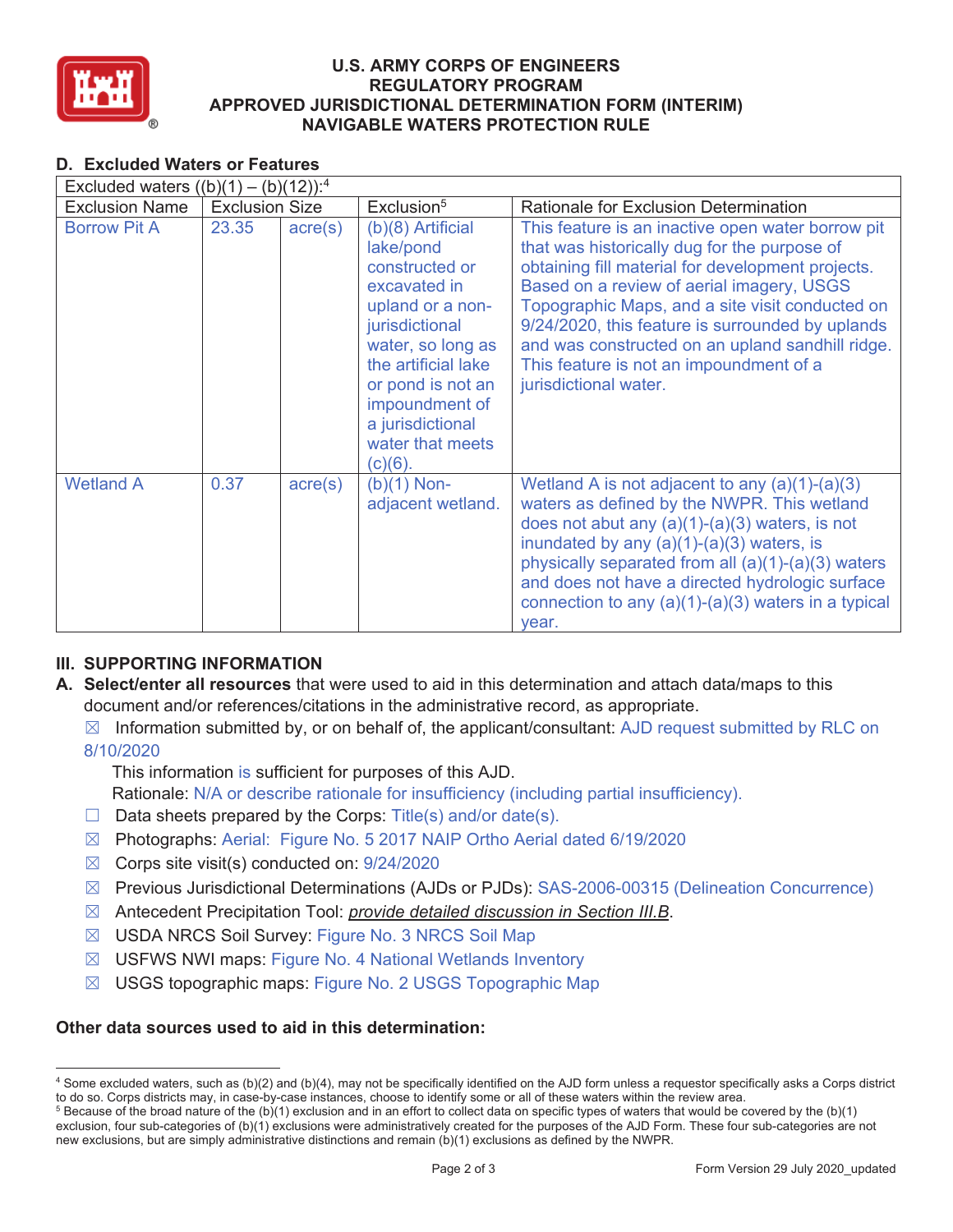# U.S. ARMY CORPS OF ENGINEERS REGULATORY PROGRAM APPROVED JURISDICTIONAL DETERMINATION FORM (INTERIM) NAVIGABLE WATERS PROTECTION RULE

## D. Excluded Waters or Features

| Excluded waters ((b)(1) – (b)(12)):[4] | | | | |
|---|---|---|---|---|
| Exclusion Name | Exclusion Size | | Exclusion[5] | Rationale for Exclusion Determination |
| Borrow Pit A | 23.35 | acre(s) | (b)(8) Artificial lake/pond constructed or excavated in upland or a non-jurisdictional water, so long as the artificial lake or pond is not an impoundment of a jurisdictional water that meets (c)(6). | This feature is an inactive open water borrow pit that was historically dug for the purpose of obtaining fill material for development projects. Based on a review of aerial imagery, USGS Topographic Maps, and a site visit conducted on 9/24/2020, this feature is surrounded by uplands and was constructed on an upland sandhill ridge. This feature is not an impoundment of a jurisdictional water. |
| Wetland A | 0.37 | acre(s) | (b)(1) Non-adjacent wetland. | Wetland A is not adjacent to any (a)(1)-(a)(3) waters as defined by the NWPR. This wetland does not abut any (a)(1)-(a)(3) waters, is not inundated by any (a)(1)-(a)(3) waters, is physically separated from all (a)(1)-(a)(3) waters and does not have a directed hydrologic surface connection to any (a)(1)-(a)(3) waters in a typical year. |

## III. SUPPORTING INFORMATION

**A. Select/enter all resources** that were used to aid in this determination and attach data/maps to this document and/or references/citations in the administrative record, as appropriate.

☒ Information submitted by, or on behalf of, the applicant/consultant: AJD request submitted by RLC on 8/10/2020

This information is sufficient for purposes of this AJD.

Rationale: N/A or describe rationale for insufficiency (including partial insufficiency).

☐ Data sheets prepared by the Corps: Title(s) and/or date(s).

☒ Photographs: Aerial: Figure No. 5 2017 NAIP Ortho Aerial dated 6/19/2020

☒ Corps site visit(s) conducted on: 9/24/2020

☒ Previous Jurisdictional Determinations (AJDs or PJDs): SAS-2006-00315 (Delineation Concurrence)

☒ Antecedent Precipitation Tool: *provide detailed discussion in Section III.B*.

☒ USDA NRCS Soil Survey: Figure No. 3 NRCS Soil Map

☒ USFWS NWI maps: Figure No. 4 National Wetlands Inventory

☒ USGS topographic maps: Figure No. 2 USGS Topographic Map

**Other data sources used to aid in this determination:**

---

[4] Some excluded waters, such as (b)(2) and (b)(4), may not be specifically identified on the AJD form unless a requestor specifically asks a Corps district to do so. Corps districts may, in case-by-case instances, choose to identify some or all of these waters within the review area.

[5] Because of the broad nature of the (b)(1) exclusion and in an effort to collect data on specific types of waters that would be covered by the (b)(1) exclusion, four sub-categories of (b)(1) exclusions were administratively created for the purposes of the AJD Form. These four sub-categories are not new exclusions, but are simply administrative distinctions and remain (b)(1) exclusions as defined by the NWPR.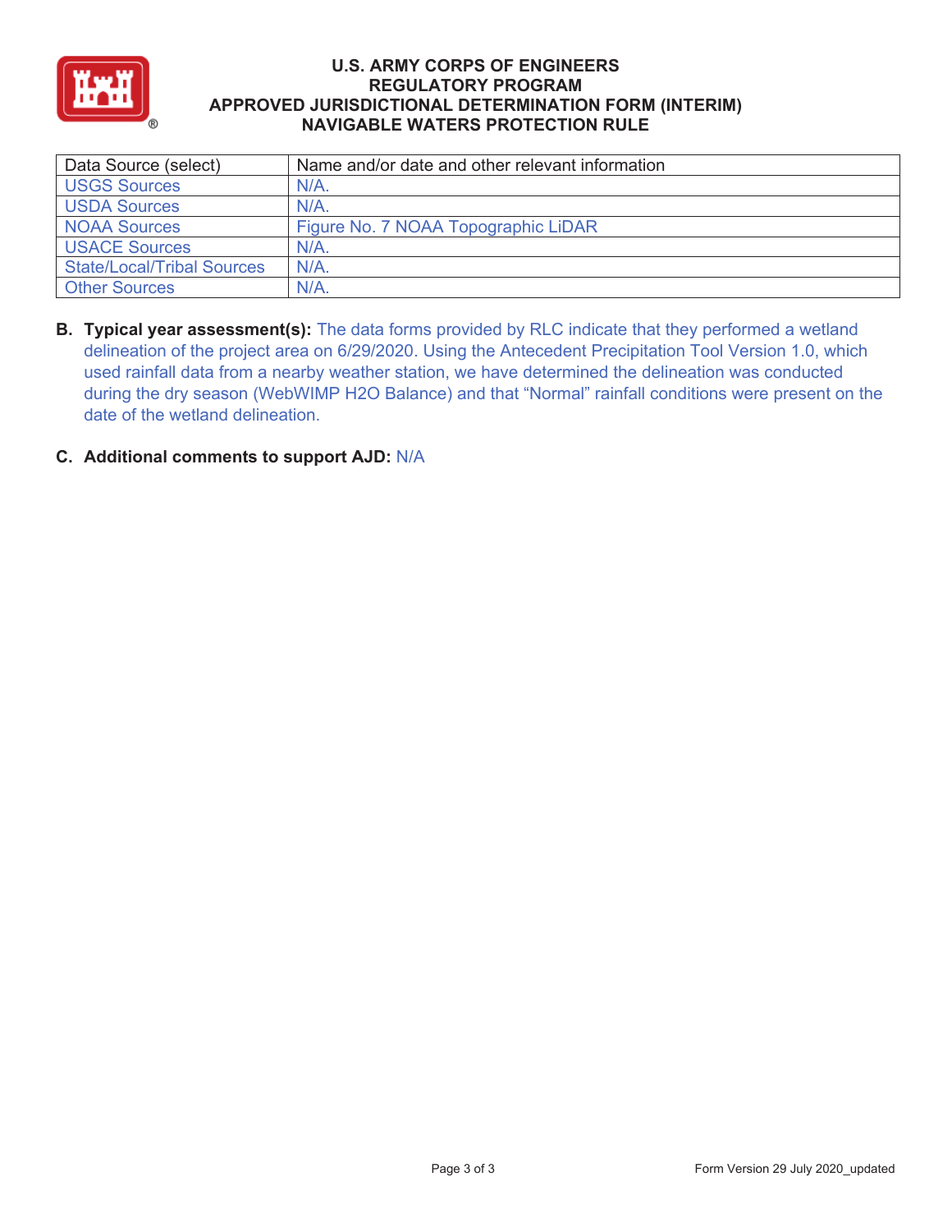| Data Source (select) | Name and/or date and other relevant information |
|---|---|
| USGS Sources | N/A. |
| USDA Sources | N/A. |
| NOAA Sources | Figure No. 7 NOAA Topographic LiDAR |
| USACE Sources | N/A. |
| State/Local/Tribal Sources | N/A. |
| Other Sources | N/A. |

B. **Typical year assessment(s):** The data forms provided by RLC indicate that they performed a wetland delineation of the project area on 6/29/2020. Using the Antecedent Precipitation Tool Version 1.0, which used rainfall data from a nearby weather station, we have determined the delineation was conducted during the dry season (WebWIMP H2O Balance) and that “Normal” rainfall conditions were present on the date of the wetland delineation.

C. **Additional comments to support AJD:** N/A